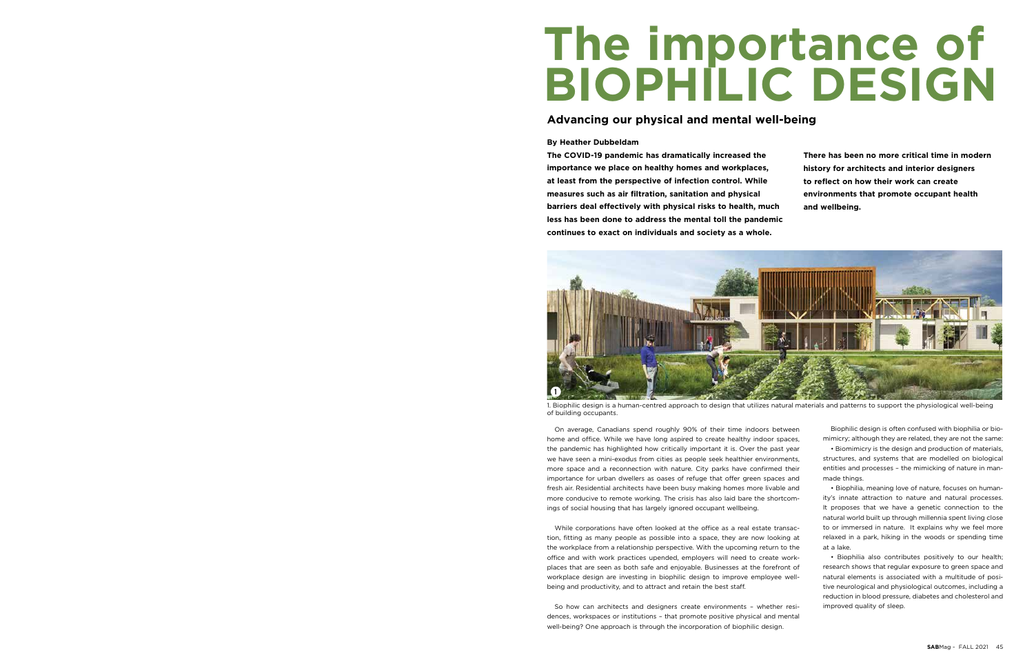# The importance of BIOPHILIC DESIGN

## Advancing our physical and mental well-being

**By Heather Dubbeldam**

**The COVID-19 pandemic has dramatically increased the importance we place on healthy homes and workplaces, at least from the perspective of infection control. While measures such as air filtration, sanitation and physical barriers deal effectively with physical risks to health, much less has been done to address the mental toll the pandemic continues to exact on individuals and society as a whole.**

**There has been no more critical time in modern history for architects and interior designers to reflect on how their work can create environments that promote occupant health and wellbeing.**

1. Biophilic design is a human-centred approach to design that utilizes natural materials and patterns to support the physiological well-being of building occupants.

On average, Canadians spend roughly 90% of their time indoors between home and office. While we have long aspired to create healthy indoor spaces, the pandemic has highlighted how critically important it is. Over the past year we have seen a mini-exodus from cities as people seek healthier environments, more space and a reconnection with nature. City parks have confirmed their importance for urban dwellers as oases of refuge that offer green spaces and fresh air. Residential architects have been busy making homes more livable and more conducive to remote working. The crisis has also laid bare the shortcomings of social housing that has largely ignored occupant wellbeing.

While corporations have often looked at the office as a real estate transaction, fitting as many people as possible into a space, they are now looking at the workplace from a relationship perspective. With the upcoming return to the office and with work practices upended, employers will need to create workplaces that are seen as both safe and enjoyable. Businesses at the forefront of workplace design are investing in biophilic design to improve employee well-being and productivity, and to attract and retain the best staff.

So how can architects and designers create environments – whether residences, workspaces or institutions – that promote positive physical and mental well-being? One approach is through the incorporation of biophilic design.

Biophilic design is often confused with biophilia or biomimicry; although they are related, they are not the same:

- Biomimicry is the design and production of materials, structures, and systems that are modelled on biological entities and processes – the mimicking of nature in man-made things.
- Biophilia, meaning love of nature, focuses on humanity's innate attraction to nature and natural processes. It proposes that we have a genetic connection to the natural world built up through millennia spent living close to or immersed in nature. It explains why we feel more relaxed in a park, hiking in the woods or spending time at a lake.
- Biophilia also contributes positively to our health; research shows that regular exposure to green space and natural elements is associated with a multitude of positive neurological and physiological outcomes, including a reduction in blood pressure, diabetes and cholesterol and improved quality of sleep.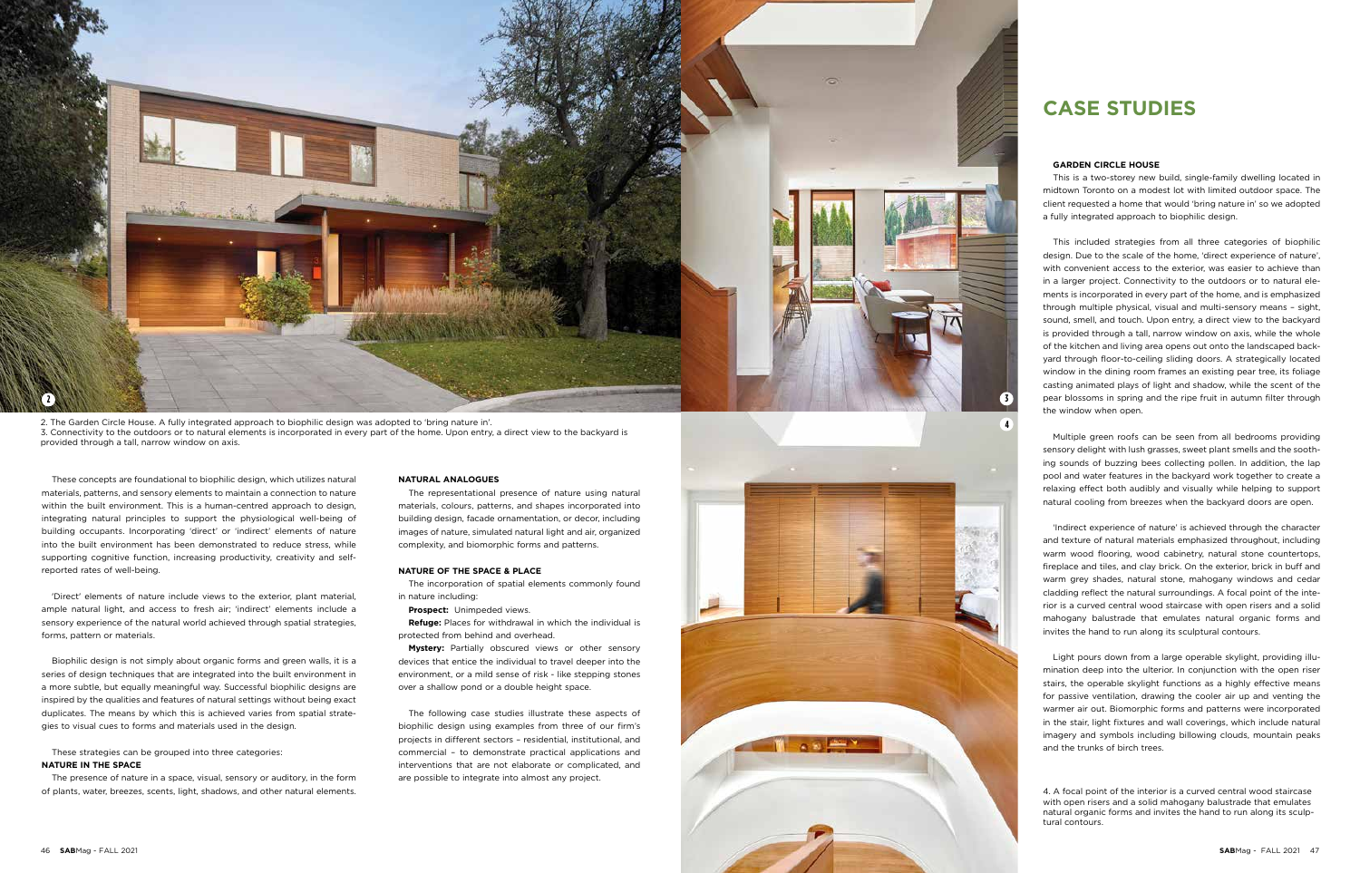2. The Garden Circle House. A fully integrated approach to biophilic design was adopted to 'bring nature in'.
3. Connectivity to the outdoors or to natural elements is incorporated in every part of the home. Upon entry, a direct view to the backyard is provided through a tall, narrow window on axis.

These concepts are foundational to biophilic design, which utilizes natural materials, patterns, and sensory elements to maintain a connection to nature within the built environment. This is a human-centred approach to design, integrating natural principles to support the physiological well-being of building occupants. Incorporating 'direct' or 'indirect' elements of nature into the built environment has been demonstrated to reduce stress, while supporting cognitive function, increasing productivity, creativity and self-reported rates of well-being.

'Direct' elements of nature include views to the exterior, plant material, ample natural light, and access to fresh air; 'indirect' elements include a sensory experience of the natural world achieved through spatial strategies, forms, pattern or materials.

Biophilic design is not simply about organic forms and green walls, it is a series of design techniques that are integrated into the built environment in a more subtle, but equally meaningful way. Successful biophilic designs are inspired by the qualities and features of natural settings without being exact duplicates. The means by which this is achieved varies from spatial strategies to visual cues to forms and materials used in the design.

These strategies can be grouped into three categories:

**NATURE IN THE SPACE**

The presence of nature in a space, visual, sensory or auditory, in the form of plants, water, breezes, scents, light, shadows, and other natural elements.

**NATURAL ANALOGUES**

The representational presence of nature using natural materials, colours, patterns, and shapes incorporated into building design, facade ornamentation, or decor, including images of nature, simulated natural light and air, organized complexity, and biomorphic forms and patterns.

**NATURE OF THE SPACE & PLACE**

The incorporation of spatial elements commonly found in nature including:

**Prospect:** Unimpeded views.

**Refuge:** Places for withdrawal in which the individual is protected from behind and overhead.

**Mystery:** Partially obscured views or other sensory devices that entice the individual to travel deeper into the environment, or a mild sense of risk - like stepping stones over a shallow pond or a double height space.

The following case studies illustrate these aspects of biophilic design using examples from three of our firm's projects in different sectors – residential, institutional, and commercial – to demonstrate practical applications and interventions that are not elaborate or complicated, and are possible to integrate into almost any project.

# CASE STUDIES

**GARDEN CIRCLE HOUSE**

This is a two-storey new build, single-family dwelling located in midtown Toronto on a modest lot with limited outdoor space. The client requested a home that would 'bring nature in' so we adopted a fully integrated approach to biophilic design.

This included strategies from all three categories of biophilic design. Due to the scale of the home, 'direct experience of nature', with convenient access to the exterior, was easier to achieve than in a larger project. Connectivity to the outdoors or to natural elements is incorporated in every part of the home, and is emphasized through multiple physical, visual and multi-sensory means – sight, sound, smell, and touch. Upon entry, a direct view to the backyard is provided through a tall, narrow window on axis, while the whole of the kitchen and living area opens out onto the landscaped backyard through floor-to-ceiling sliding doors. A strategically located window in the dining room frames an existing pear tree, its foliage casting animated plays of light and shadow, while the scent of the pear blossoms in spring and the ripe fruit in autumn filter through the window when open.

Multiple green roofs can be seen from all bedrooms providing sensory delight with lush grasses, sweet plant smells and the soothing sounds of buzzing bees collecting pollen. In addition, the lap pool and water features in the backyard work together to create a relaxing effect both audibly and visually while helping to support natural cooling from breezes when the backyard doors are open.

'Indirect experience of nature' is achieved through the character and texture of natural materials emphasized throughout, including warm wood flooring, wood cabinetry, natural stone countertops, fireplace and tiles, and clay brick. On the exterior, brick in buff and warm grey shades, natural stone, mahogany windows and cedar cladding reflect the natural surroundings. A focal point of the interior is a curved central wood staircase with open risers and a solid mahogany balustrade that emulates natural organic forms and invites the hand to run along its sculptural contours.

Light pours down from a large operable skylight, providing illumination deep into the ulterior. In conjunction with the open riser stairs, the operable skylight functions as a highly effective means for passive ventilation, drawing the cooler air up and venting the warmer air out. Biomorphic forms and patterns were incorporated in the stair, light fixtures and wall coverings, which include natural imagery and symbols including billowing clouds, mountain peaks and the trunks of birch trees.

4. A focal point of the interior is a curved central wood staircase with open risers and a solid mahogany balustrade that emulates natural organic forms and invites the hand to run along its sculptural contours.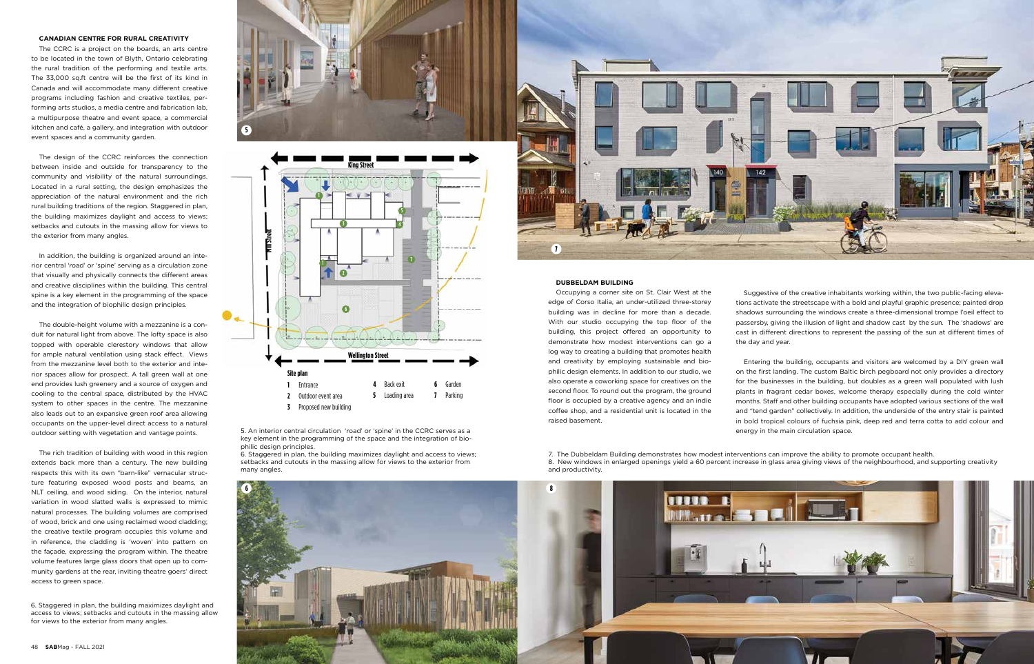### CANADIAN CENTRE FOR RURAL CREATIVITY

The CCRC is a project on the boards, an arts centre to be located in the town of Blyth, Ontario celebrating the rural tradition of the performing and textile arts. The 33,000 sq.ft centre will be the first of its kind in Canada and will accommodate many different creative programs including fashion and creative textiles, performing arts studios, a media centre and fabrication lab, a multipurpose theatre and event space, a commercial kitchen and café, a gallery, and integration with outdoor event spaces and a community garden.

The design of the CCRC reinforces the connection between inside and outside for transparency to the community and visibility of the natural surroundings. Located in a rural setting, the design emphasizes the appreciation of the natural environment and the rich rural building traditions of the region. Staggered in plan, the building maximizes daylight and access to views; setbacks and cutouts in the massing allow for views to the exterior from many angles.

In addition, the building is organized around an interior central 'road' or 'spine' serving as a circulation zone that visually and physically connects the different areas and creative disciplines within the building. This central spine is a key element in the programming of the space and the integration of biophilic design principles.

The double-height volume with a mezzanine is a conduit for natural light from above. The lofty space is also topped with operable clerestory windows that allow for ample natural ventilation using stack effect. Views from the mezzanine level both to the exterior and interior spaces allow for prospect. A tall green wall at one end provides lush greenery and a source of oxygen and cooling to the central space, distributed by the HVAC system to other spaces in the centre. The mezzanine also leads out to an expansive green roof area allowing occupants on the upper-level direct access to a natural outdoor setting with vegetation and vantage points.

The rich tradition of building with wood in this region extends back more than a century. The new building respects this with its own "barn-like" vernacular structure featuring exposed wood posts and beams, an NLT ceiling, and wood siding. On the interior, natural variation in wood slatted walls is expressed to mimic natural processes. The building volumes are comprised of wood, brick and one using reclaimed wood cladding; the creative textile program occupies this volume and in reference, the cladding is 'woven' into pattern on the façade, expressing the program within. The theatre volume features large glass doors that open up to community gardens at the rear, inviting theatre goers' direct access to green space.

6. Staggered in plan, the building maximizes daylight and access to views; setbacks and cutouts in the massing allow for views to the exterior from many angles.

King Street

Mill Street

Wellington Street

**Site plan**

1 Entrance
2 Outdoor event area
3 Proposed new building
4 Back exit
5 Loading area
6 Garden
7 Parking

5. An interior central circulation 'road' or 'spine' in the CCRC serves as a key element in the programming of the space and the integration of biophilic design principles.
6. Staggered in plan, the building maximizes daylight and access to views; setbacks and cutouts in the massing allow for views to the exterior from many angles.

### DUBBELDAM BUILDING

Occupying a corner site on St. Clair West at the edge of Corso Italia, an under-utilized three-storey building was in decline for more than a decade. With our studio occupying the top floor of the building, this project offered an opportunity to demonstrate how modest interventions can go a log way to creating a building that promotes health and creativity by employing sustainable and biophilic design elements. In addition to our studio, we also operate a coworking space for creatives on the second floor. To round out the program, the ground floor is occupied by a creative agency and an indie coffee shop, and a residential unit is located in the raised basement.

Suggestive of the creative inhabitants working within, the two public-facing elevations activate the streetscape with a bold and playful graphic presence; painted drop shadows surrounding the windows create a three-dimensional trompe l'oeil effect to passersby, giving the illusion of light and shadow cast by the sun. The 'shadows' are cast in different directions to represent the passing of the sun at different times of the day and year.

Entering the building, occupants and visitors are welcomed by a DIY green wall on the first landing. The custom Baltic birch pegboard not only provides a directory for the businesses in the building, but doubles as a green wall populated with lush plants in fragrant cedar boxes, welcome therapy especially during the cold winter months. Staff and other building occupants have adopted various sections of the wall and "tend garden" collectively. In addition, the underside of the entry stair is painted in bold tropical colours of fuchsia pink, deep red and terra cotta to add colour and energy in the main circulation space.

7. The Dubbeldam Building demonstrates how modest interventions can improve the ability to promote occupant health.
8. New windows in enlarged openings yield a 60 percent increase in glass area giving views of the neighbourhood, and supporting creativity and productivity.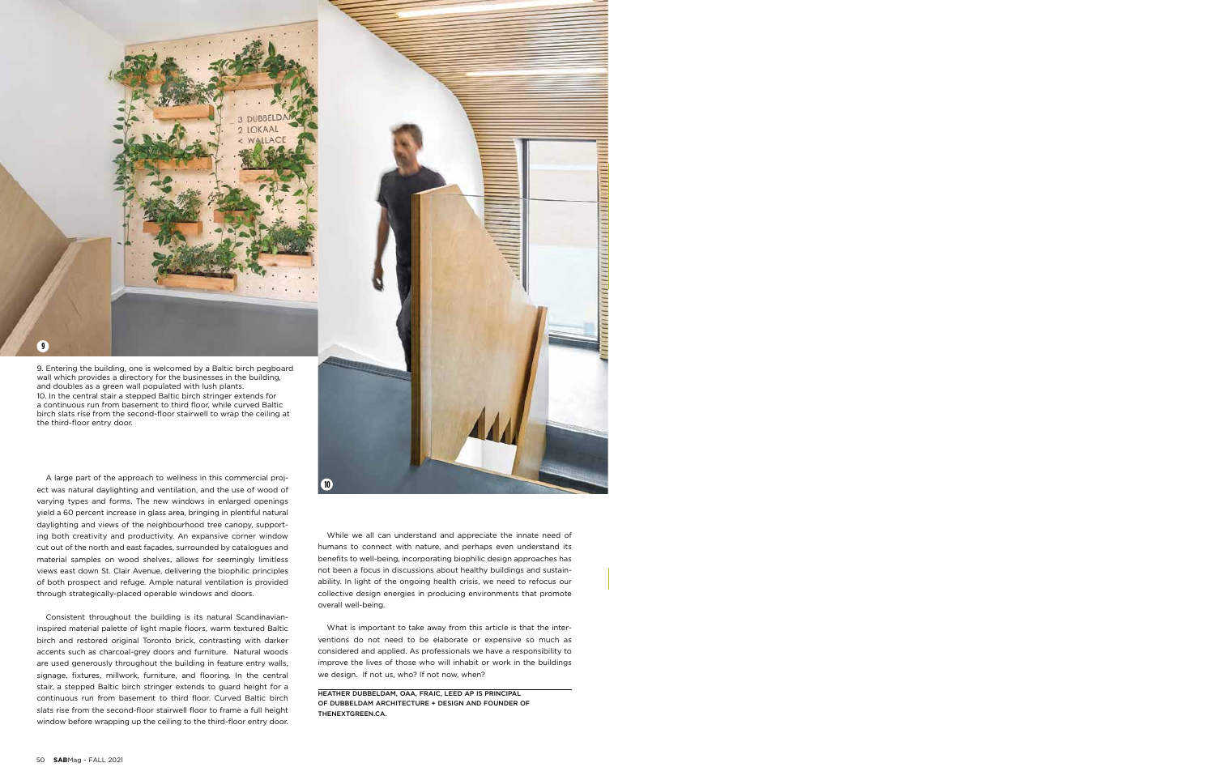9. Entering the building, one is welcomed by a Baltic birch pegboard wall which provides a directory for the businesses in the building, and doubles as a green wall populated with lush plants.
10. In the central stair a stepped Baltic birch stringer extends for a continuous run from basement to third floor, while curved Baltic birch slats rise from the second-floor stairwell to wrap the ceiling at the third-floor entry door.

A large part of the approach to wellness in this commercial project was natural daylighting and ventilation, and the use of wood of varying types and forms. The new windows in enlarged openings yield a 60 percent increase in glass area, bringing in plentiful natural daylighting and views of the neighbourhood tree canopy, supporting both creativity and productivity. An expansive corner window cut out of the north and east façades, surrounded by catalogues and material samples on wood shelves, allows for seemingly limitless views east down St. Clair Avenue, delivering the biophilic principles of both prospect and refuge. Ample natural ventilation is provided through strategically-placed operable windows and doors.

Consistent throughout the building is its natural Scandinavian-inspired material palette of light maple floors, warm textured Baltic birch and restored original Toronto brick, contrasting with darker accents such as charcoal-grey doors and furniture. Natural woods are used generously throughout the building in feature entry walls, signage, fixtures, millwork, furniture, and flooring. In the central stair, a stepped Baltic birch stringer extends to guard height for a continuous run from basement to third floor. Curved Baltic birch slats rise from the second-floor stairwell floor to frame a full height window before wrapping up the ceiling to the third-floor entry door.

While we all can understand and appreciate the innate need of humans to connect with nature, and perhaps even understand its benefits to well-being, incorporating biophilic design approaches has not been a focus in discussions about healthy buildings and sustainability. In light of the ongoing health crisis, we need to refocus our collective design energies in producing environments that promote overall well-being.

What is important to take away from this article is that the interventions do not need to be elaborate or expensive so much as considered and applied. As professionals we have a responsibility to improve the lives of those who will inhabit or work in the buildings we design. If not us, who? If not now, when?

HEATHER DUBBELDAM, OAA, FRAIC, LEED AP IS PRINCIPAL OF DUBBELDAM ARCHITECTURE + DESIGN AND FOUNDER OF THENEXTGREEN.CA.